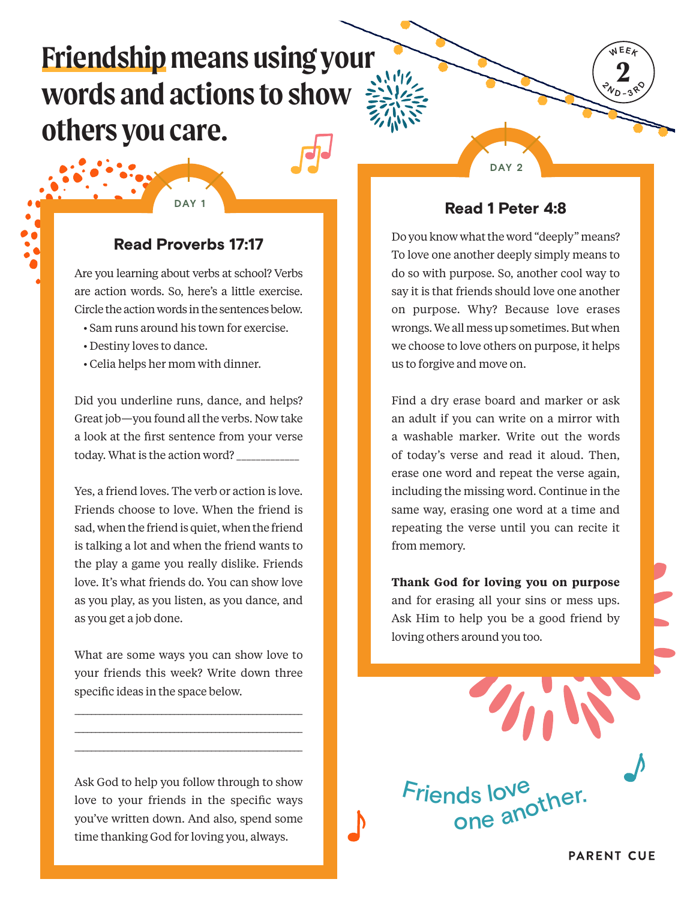# Friendship means using your words and actions to show others you care.

WEEK 2
2ND-3RD

## DAY 1

### Read Proverbs 17:17

Are you learning about verbs at school? Verbs are action words. So, here's a little exercise. Circle the action words in the sentences below.

- Sam runs around his town for exercise.
- Destiny loves to dance.
- Celia helps her mom with dinner.

Did you underline runs, dance, and helps? Great job—you found all the verbs. Now take a look at the first sentence from your verse today. What is the action word? ___________

Yes, a friend loves. The verb or action is love. Friends choose to love. When the friend is sad, when the friend is quiet, when the friend is talking a lot and when the friend wants to the play a game you really dislike. Friends love. It's what friends do. You can show love as you play, as you listen, as you dance, and as you get a job done.

What are some ways you can show love to your friends this week? Write down three specific ideas in the space below.

_______________________________________

_______________________________________

_______________________________________

Ask God to help you follow through to show love to your friends in the specific ways you've written down. And also, spend some time thanking God for loving you, always.

## DAY 2

### Read 1 Peter 4:8

Do you know what the word "deeply" means? To love one another deeply simply means to do so with purpose. So, another cool way to say it is that friends should love one another on purpose. Why? Because love erases wrongs. We all mess up sometimes. But when we choose to love others on purpose, it helps us to forgive and move on.

Find a dry erase board and marker or ask an adult if you can write on a mirror with a washable marker. Write out the words of today's verse and read it aloud. Then, erase one word and repeat the verse again, including the missing word. Continue in the same way, erasing one word at a time and repeating the verse until you can recite it from memory.

**Thank God for loving you on purpose** and for erasing all your sins or mess ups. Ask Him to help you be a good friend by loving others around you too.

Friends love one another.

PARENT CUE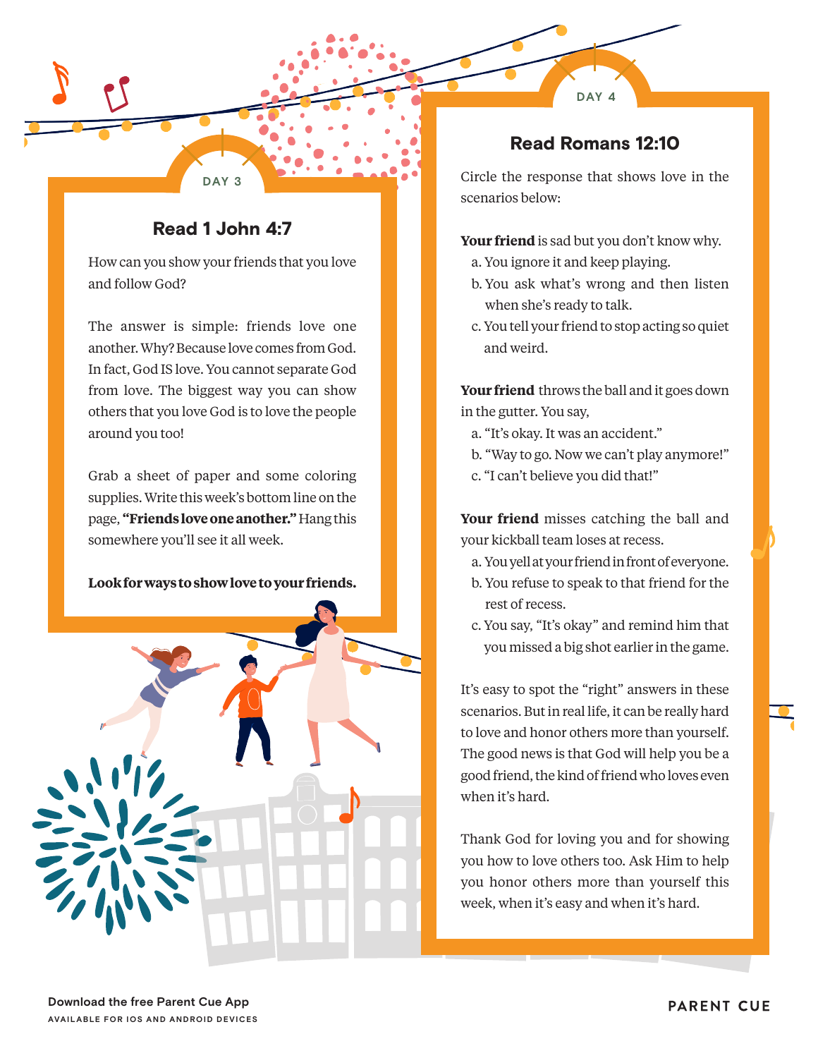DAY 3

## Read 1 John 4:7

How can you show your friends that you love and follow God?

The answer is simple: friends love one another. Why? Because love comes from God. In fact, God IS love. You cannot separate God from love. The biggest way you can show others that you love God is to love the people around you too!

Grab a sheet of paper and some coloring supplies. Write this week's bottom line on the page, **"Friends love one another."** Hang this somewhere you'll see it all week.

**Look for ways to show love to your friends.**

DAY 4

## Read Romans 12:10

Circle the response that shows love in the scenarios below:

**Your friend** is sad but you don't know why.

a. You ignore it and keep playing.
b. You ask what's wrong and then listen when she's ready to talk.
c. You tell your friend to stop acting so quiet and weird.

**Your friend** throws the ball and it goes down in the gutter. You say,

a. "It's okay. It was an accident."
b. "Way to go. Now we can't play anymore!"
c. "I can't believe you did that!"

**Your friend** misses catching the ball and your kickball team loses at recess.

a. You yell at your friend in front of everyone.
b. You refuse to speak to that friend for the rest of recess.
c. You say, "It's okay" and remind him that you missed a big shot earlier in the game.

It's easy to spot the "right" answers in these scenarios. But in real life, it can be really hard to love and honor others more than yourself. The good news is that God will help you be a good friend, the kind of friend who loves even when it's hard.

Thank God for loving you and for showing you how to love others too. Ask Him to help you honor others more than yourself this week, when it's easy and when it's hard.

Download the free Parent Cue App
AVAILABLE FOR IOS AND ANDROID DEVICES

PARENT CUE